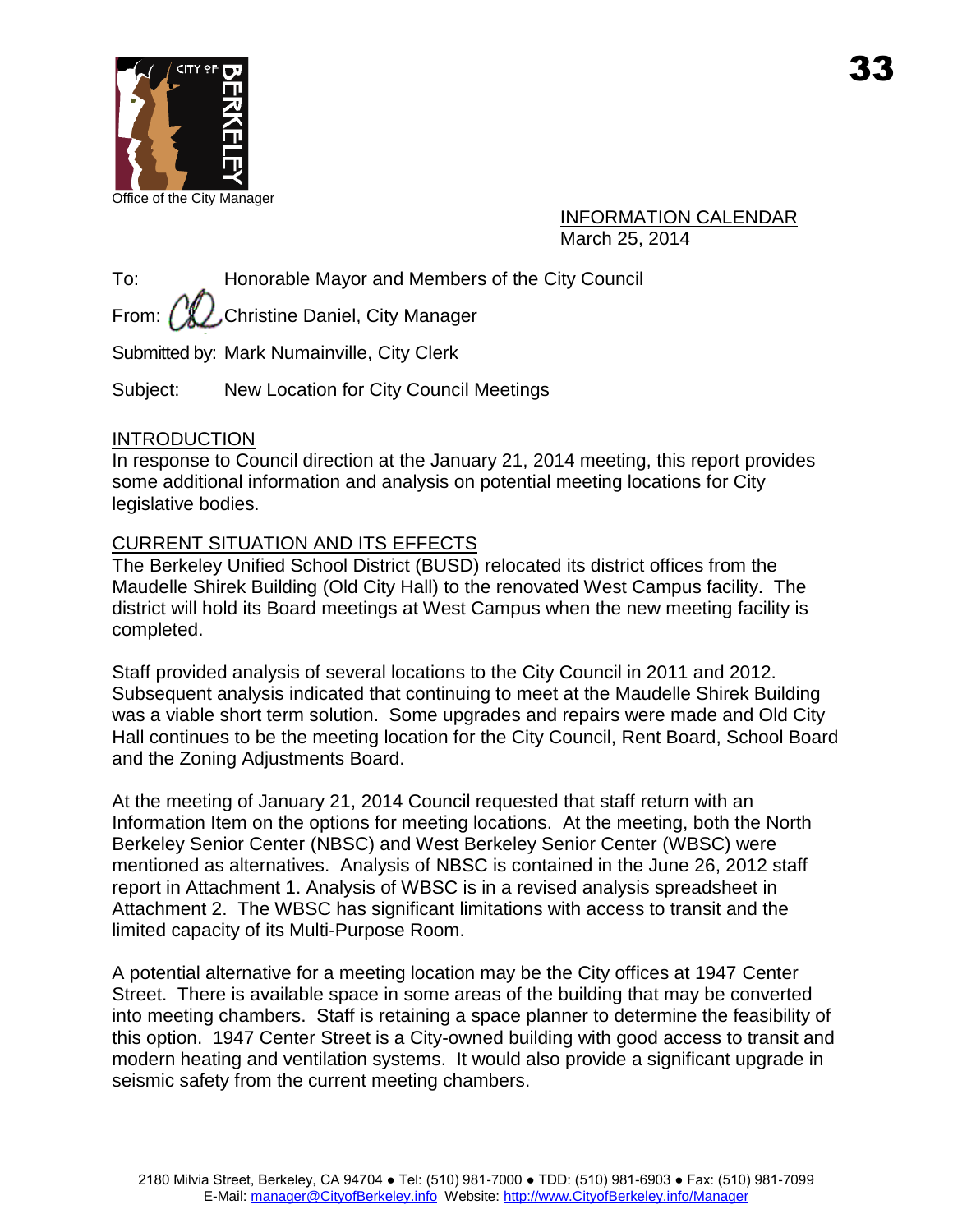Office of the City Manager

33

INFORMATION CALENDAR
March 25, 2014

To: Honorable Mayor and Members of the City Council

From: Christine Daniel, City Manager

Submitted by: Mark Numainville, City Clerk

Subject: New Location for City Council Meetings

## INTRODUCTION

In response to Council direction at the January 21, 2014 meeting, this report provides some additional information and analysis on potential meeting locations for City legislative bodies.

## CURRENT SITUATION AND ITS EFFECTS

The Berkeley Unified School District (BUSD) relocated its district offices from the Maudelle Shirek Building (Old City Hall) to the renovated West Campus facility. The district will hold its Board meetings at West Campus when the new meeting facility is completed.

Staff provided analysis of several locations to the City Council in 2011 and 2012. Subsequent analysis indicated that continuing to meet at the Maudelle Shirek Building was a viable short term solution. Some upgrades and repairs were made and Old City Hall continues to be the meeting location for the City Council, Rent Board, School Board and the Zoning Adjustments Board.

At the meeting of January 21, 2014 Council requested that staff return with an Information Item on the options for meeting locations. At the meeting, both the North Berkeley Senior Center (NBSC) and West Berkeley Senior Center (WBSC) were mentioned as alternatives. Analysis of NBSC is contained in the June 26, 2012 staff report in Attachment 1. Analysis of WBSC is in a revised analysis spreadsheet in Attachment 2. The WBSC has significant limitations with access to transit and the limited capacity of its Multi-Purpose Room.

A potential alternative for a meeting location may be the City offices at 1947 Center Street. There is available space in some areas of the building that may be converted into meeting chambers. Staff is retaining a space planner to determine the feasibility of this option. 1947 Center Street is a City-owned building with good access to transit and modern heating and ventilation systems. It would also provide a significant upgrade in seismic safety from the current meeting chambers.

2180 Milvia Street, Berkeley, CA 94704 ● Tel: (510) 981-7000 ● TDD: (510) 981-6903 ● Fax: (510) 981-7099
E-Mail: manager@CityofBerkeley.info Website: http://www.CityofBerkeley.info/Manager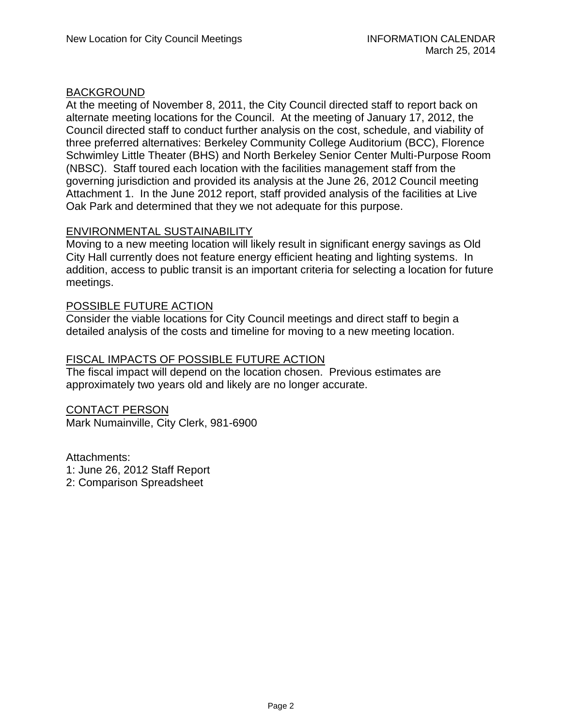## BACKGROUND

At the meeting of November 8, 2011, the City Council directed staff to report back on alternate meeting locations for the Council. At the meeting of January 17, 2012, the Council directed staff to conduct further analysis on the cost, schedule, and viability of three preferred alternatives: Berkeley Community College Auditorium (BCC), Florence Schwimley Little Theater (BHS) and North Berkeley Senior Center Multi-Purpose Room (NBSC). Staff toured each location with the facilities management staff from the governing jurisdiction and provided its analysis at the June 26, 2012 Council meeting Attachment 1. In the June 2012 report, staff provided analysis of the facilities at Live Oak Park and determined that they we not adequate for this purpose.

## ENVIRONMENTAL SUSTAINABILITY

Moving to a new meeting location will likely result in significant energy savings as Old City Hall currently does not feature energy efficient heating and lighting systems. In addition, access to public transit is an important criteria for selecting a location for future meetings.

## POSSIBLE FUTURE ACTION

Consider the viable locations for City Council meetings and direct staff to begin a detailed analysis of the costs and timeline for moving to a new meeting location.

## FISCAL IMPACTS OF POSSIBLE FUTURE ACTION

The fiscal impact will depend on the location chosen. Previous estimates are approximately two years old and likely are no longer accurate.

## CONTACT PERSON

Mark Numainville, City Clerk, 981-6900

Attachments:
1: June 26, 2012 Staff Report
2: Comparison Spreadsheet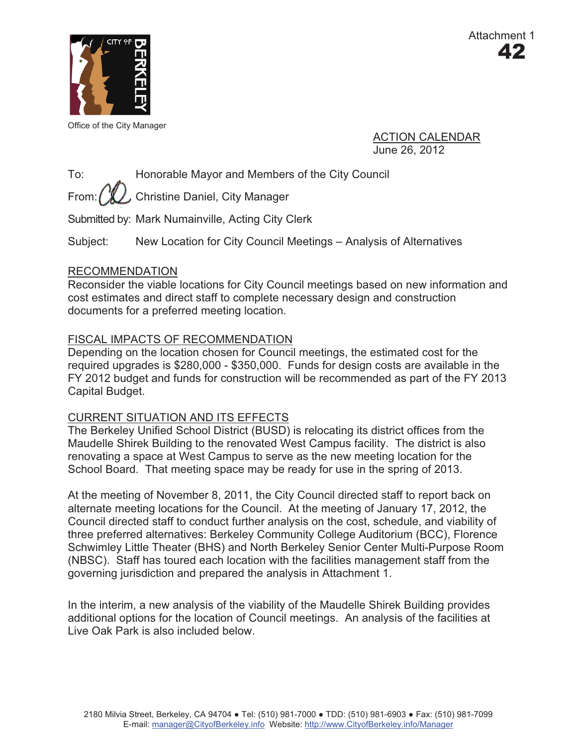Attachment 1
**42**

Office of the City Manager

ACTION CALENDAR
June 26, 2012

To: Honorable Mayor and Members of the City Council

From: Christine Daniel, City Manager

Submitted by: Mark Numainville, Acting City Clerk

Subject: New Location for City Council Meetings – Analysis of Alternatives

## RECOMMENDATION

Reconsider the viable locations for City Council meetings based on new information and cost estimates and direct staff to complete necessary design and construction documents for a preferred meeting location.

## FISCAL IMPACTS OF RECOMMENDATION

Depending on the location chosen for Council meetings, the estimated cost for the required upgrades is $280,000 - $350,000. Funds for design costs are available in the FY 2012 budget and funds for construction will be recommended as part of the FY 2013 Capital Budget.

## CURRENT SITUATION AND ITS EFFECTS

The Berkeley Unified School District (BUSD) is relocating its district offices from the Maudelle Shirek Building to the renovated West Campus facility. The district is also renovating a space at West Campus to serve as the new meeting location for the School Board. That meeting space may be ready for use in the spring of 2013.

At the meeting of November 8, 2011, the City Council directed staff to report back on alternate meeting locations for the Council. At the meeting of January 17, 2012, the Council directed staff to conduct further analysis on the cost, schedule, and viability of three preferred alternatives: Berkeley Community College Auditorium (BCC), Florence Schwimley Little Theater (BHS) and North Berkeley Senior Center Multi-Purpose Room (NBSC). Staff has toured each location with the facilities management staff from the governing jurisdiction and prepared the analysis in Attachment 1.

In the interim, a new analysis of the viability of the Maudelle Shirek Building provides additional options for the location of Council meetings. An analysis of the facilities at Live Oak Park is also included below.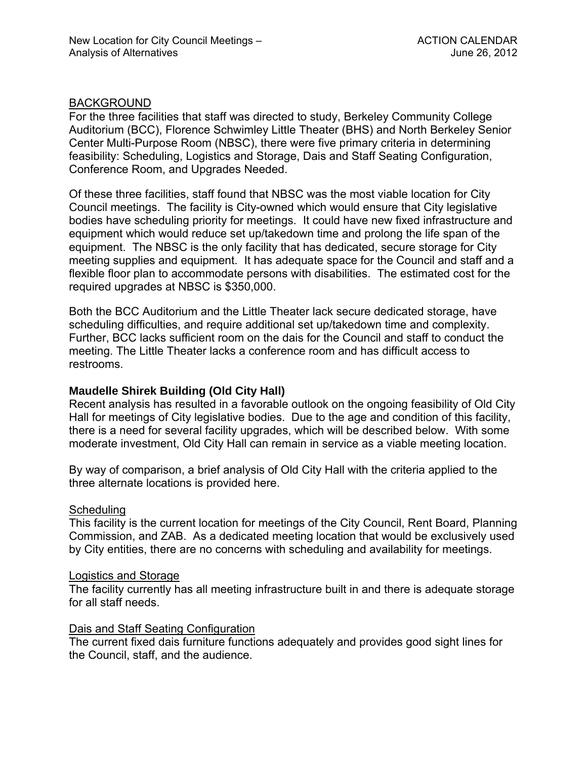BACKGROUND

For the three facilities that staff was directed to study, Berkeley Community College Auditorium (BCC), Florence Schwimley Little Theater (BHS) and North Berkeley Senior Center Multi-Purpose Room (NBSC), there were five primary criteria in determining feasibility: Scheduling, Logistics and Storage, Dais and Staff Seating Configuration, Conference Room, and Upgrades Needed.

Of these three facilities, staff found that NBSC was the most viable location for City Council meetings. The facility is City-owned which would ensure that City legislative bodies have scheduling priority for meetings. It could have new fixed infrastructure and equipment which would reduce set up/takedown time and prolong the life span of the equipment. The NBSC is the only facility that has dedicated, secure storage for City meeting supplies and equipment. It has adequate space for the Council and staff and a flexible floor plan to accommodate persons with disabilities. The estimated cost for the required upgrades at NBSC is $350,000.

Both the BCC Auditorium and the Little Theater lack secure dedicated storage, have scheduling difficulties, and require additional set up/takedown time and complexity. Further, BCC lacks sufficient room on the dais for the Council and staff to conduct the meeting. The Little Theater lacks a conference room and has difficult access to restrooms.

**Maudelle Shirek Building (Old City Hall)**

Recent analysis has resulted in a favorable outlook on the ongoing feasibility of Old City Hall for meetings of City legislative bodies. Due to the age and condition of this facility, there is a need for several facility upgrades, which will be described below. With some moderate investment, Old City Hall can remain in service as a viable meeting location.

By way of comparison, a brief analysis of Old City Hall with the criteria applied to the three alternate locations is provided here.

Scheduling

This facility is the current location for meetings of the City Council, Rent Board, Planning Commission, and ZAB. As a dedicated meeting location that would be exclusively used by City entities, there are no concerns with scheduling and availability for meetings.

Logistics and Storage

The facility currently has all meeting infrastructure built in and there is adequate storage for all staff needs.

Dais and Staff Seating Configuration

The current fixed dais furniture functions adequately and provides good sight lines for the Council, staff, and the audience.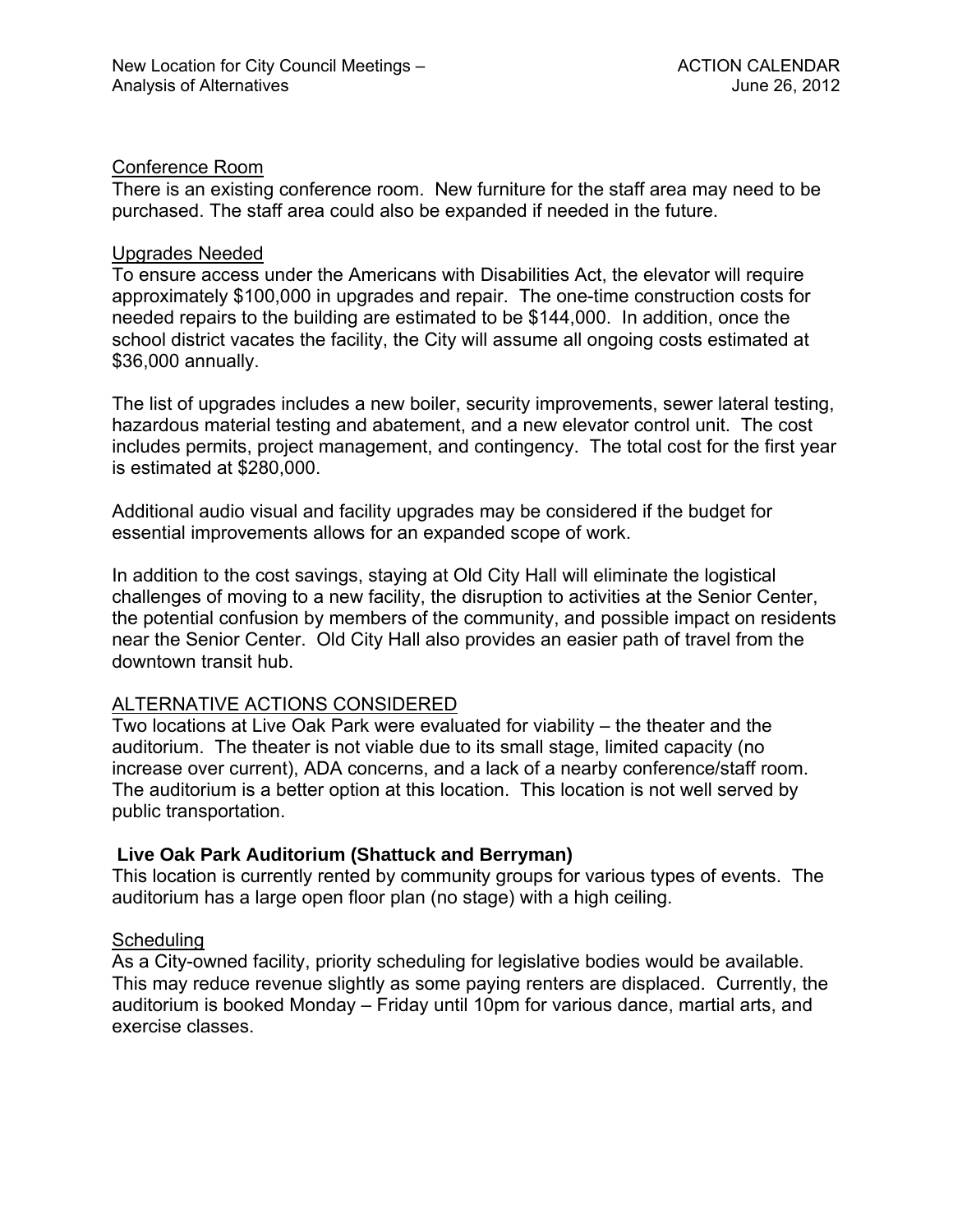Conference Room

There is an existing conference room. New furniture for the staff area may need to be purchased. The staff area could also be expanded if needed in the future.

Upgrades Needed

To ensure access under the Americans with Disabilities Act, the elevator will require approximately $100,000 in upgrades and repair. The one-time construction costs for needed repairs to the building are estimated to be $144,000. In addition, once the school district vacates the facility, the City will assume all ongoing costs estimated at $36,000 annually.

The list of upgrades includes a new boiler, security improvements, sewer lateral testing, hazardous material testing and abatement, and a new elevator control unit. The cost includes permits, project management, and contingency. The total cost for the first year is estimated at $280,000.

Additional audio visual and facility upgrades may be considered if the budget for essential improvements allows for an expanded scope of work.

In addition to the cost savings, staying at Old City Hall will eliminate the logistical challenges of moving to a new facility, the disruption to activities at the Senior Center, the potential confusion by members of the community, and possible impact on residents near the Senior Center. Old City Hall also provides an easier path of travel from the downtown transit hub.

## ALTERNATIVE ACTIONS CONSIDERED

Two locations at Live Oak Park were evaluated for viability – the theater and the auditorium. The theater is not viable due to its small stage, limited capacity (no increase over current), ADA concerns, and a lack of a nearby conference/staff room. The auditorium is a better option at this location. This location is not well served by public transportation.

### Live Oak Park Auditorium (Shattuck and Berryman)

This location is currently rented by community groups for various types of events. The auditorium has a large open floor plan (no stage) with a high ceiling.

Scheduling

As a City-owned facility, priority scheduling for legislative bodies would be available. This may reduce revenue slightly as some paying renters are displaced. Currently, the auditorium is booked Monday – Friday until 10pm for various dance, martial arts, and exercise classes.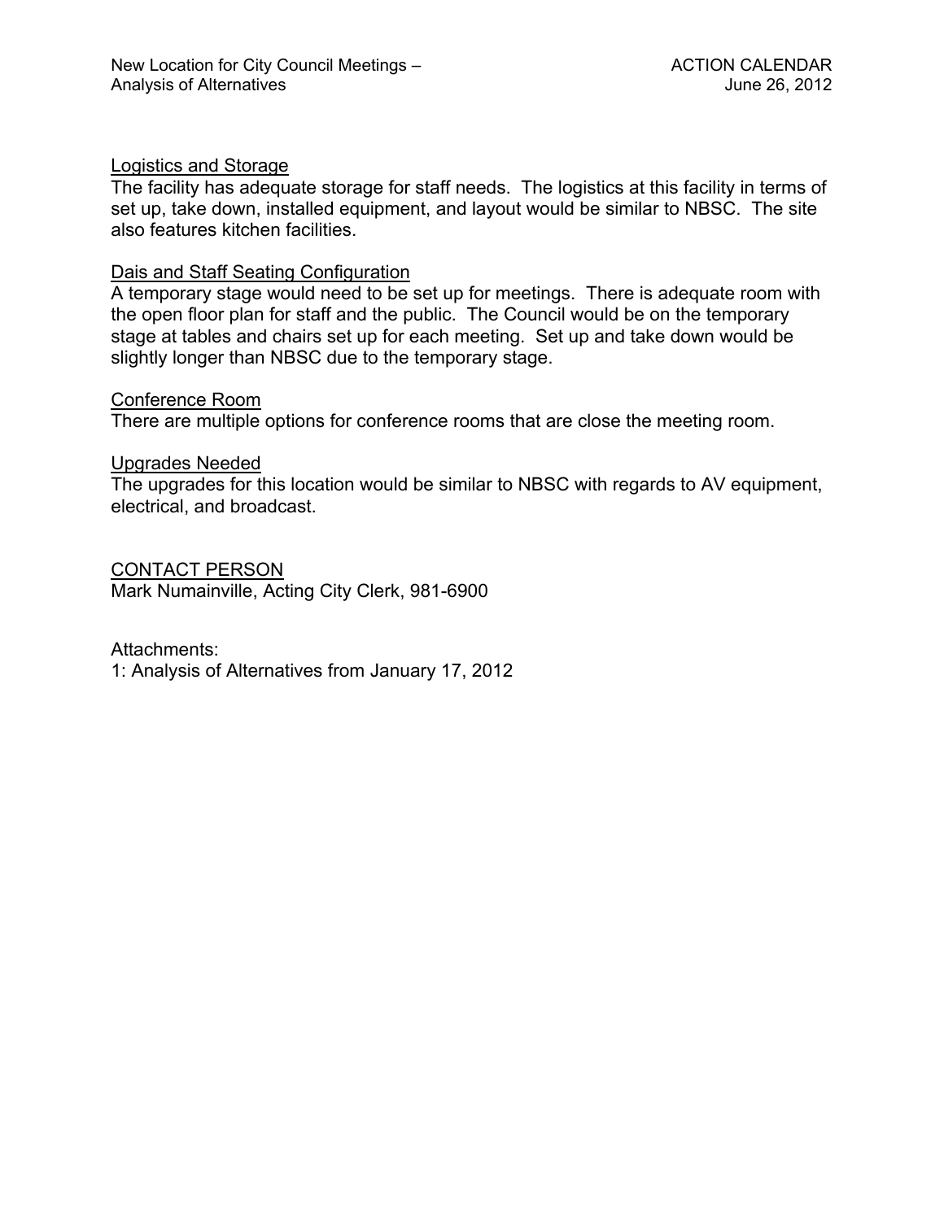<u>Logistics and Storage</u>

The facility has adequate storage for staff needs. The logistics at this facility in terms of set up, take down, installed equipment, and layout would be similar to NBSC. The site also features kitchen facilities.

<u>Dais and Staff Seating Configuration</u>

A temporary stage would need to be set up for meetings. There is adequate room with the open floor plan for staff and the public. The Council would be on the temporary stage at tables and chairs set up for each meeting. Set up and take down would be slightly longer than NBSC due to the temporary stage.

<u>Conference Room</u>

There are multiple options for conference rooms that are close the meeting room.

<u>Upgrades Needed</u>

The upgrades for this location would be similar to NBSC with regards to AV equipment, electrical, and broadcast.

<u>CONTACT PERSON</u>

Mark Numainville, Acting City Clerk, 981-6900

Attachments:

1: Analysis of Alternatives from January 17, 2012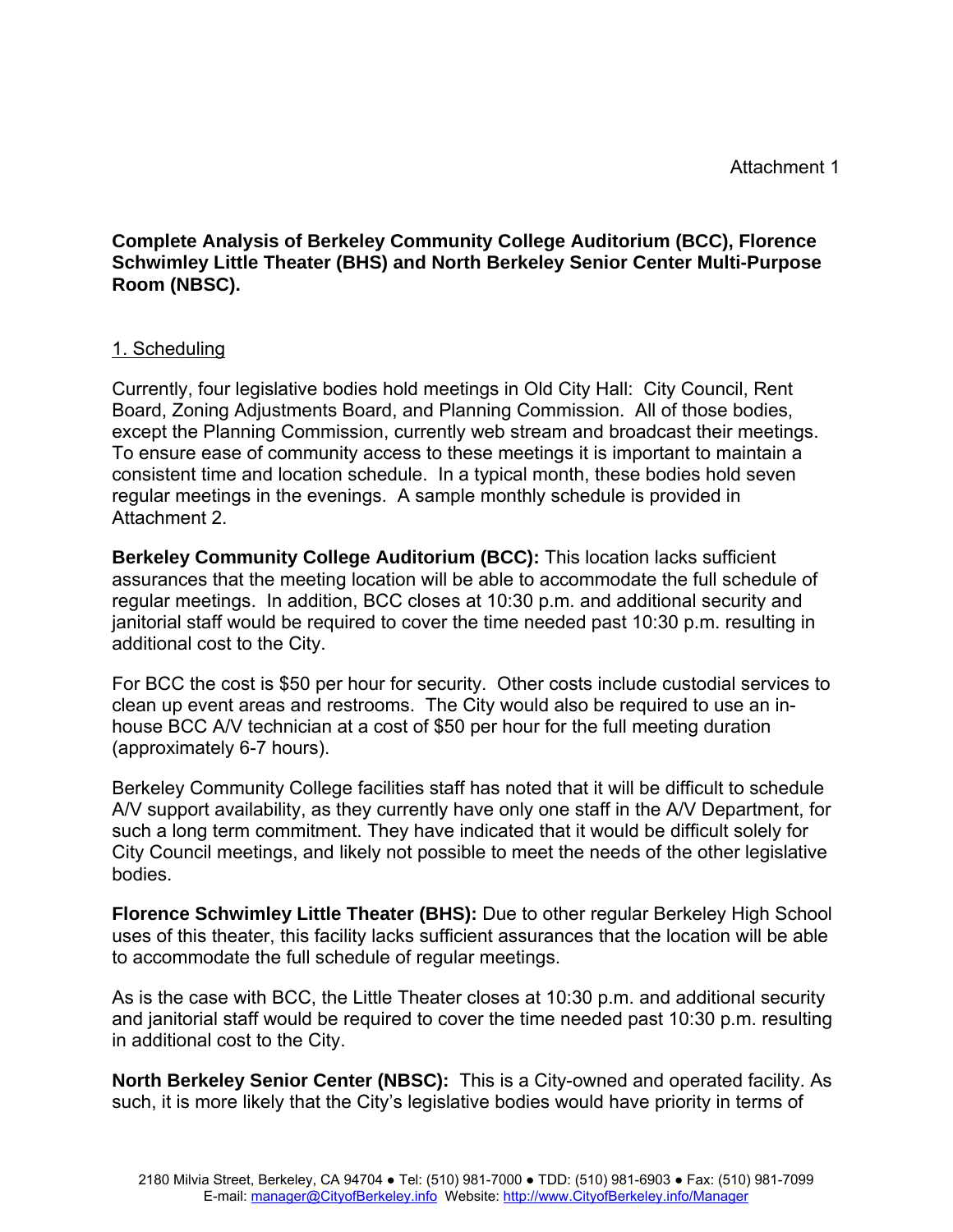Attachment 1

**Complete Analysis of Berkeley Community College Auditorium (BCC), Florence Schwimley Little Theater (BHS) and North Berkeley Senior Center Multi-Purpose Room (NBSC).**

1. Scheduling

Currently, four legislative bodies hold meetings in Old City Hall: City Council, Rent Board, Zoning Adjustments Board, and Planning Commission. All of those bodies, except the Planning Commission, currently web stream and broadcast their meetings. To ensure ease of community access to these meetings it is important to maintain a consistent time and location schedule. In a typical month, these bodies hold seven regular meetings in the evenings. A sample monthly schedule is provided in Attachment 2.

**Berkeley Community College Auditorium (BCC):** This location lacks sufficient assurances that the meeting location will be able to accommodate the full schedule of regular meetings. In addition, BCC closes at 10:30 p.m. and additional security and janitorial staff would be required to cover the time needed past 10:30 p.m. resulting in additional cost to the City.

For BCC the cost is $50 per hour for security. Other costs include custodial services to clean up event areas and restrooms. The City would also be required to use an in-house BCC A/V technician at a cost of $50 per hour for the full meeting duration (approximately 6-7 hours).

Berkeley Community College facilities staff has noted that it will be difficult to schedule A/V support availability, as they currently have only one staff in the A/V Department, for such a long term commitment. They have indicated that it would be difficult solely for City Council meetings, and likely not possible to meet the needs of the other legislative bodies.

**Florence Schwimley Little Theater (BHS):** Due to other regular Berkeley High School uses of this theater, this facility lacks sufficient assurances that the location will be able to accommodate the full schedule of regular meetings.

As is the case with BCC, the Little Theater closes at 10:30 p.m. and additional security and janitorial staff would be required to cover the time needed past 10:30 p.m. resulting in additional cost to the City.

**North Berkeley Senior Center (NBSC):** This is a City-owned and operated facility. As such, it is more likely that the City's legislative bodies would have priority in terms of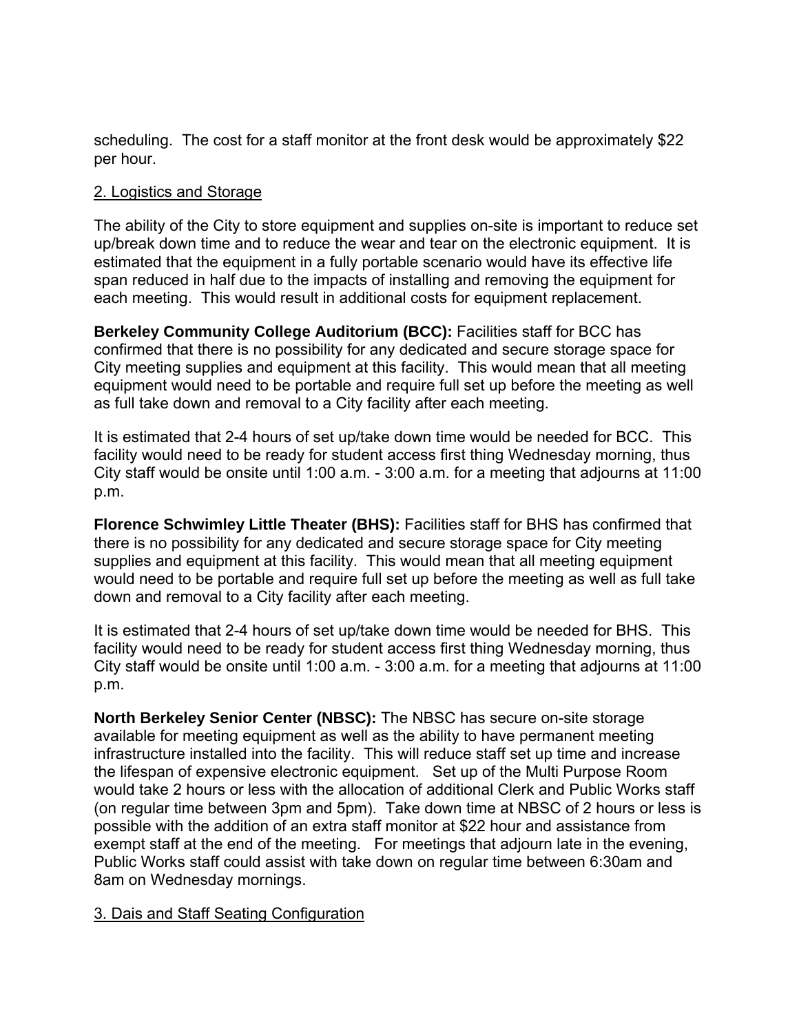scheduling. The cost for a staff monitor at the front desk would be approximately $22 per hour.

2. Logistics and Storage

The ability of the City to store equipment and supplies on-site is important to reduce set up/break down time and to reduce the wear and tear on the electronic equipment. It is estimated that the equipment in a fully portable scenario would have its effective life span reduced in half due to the impacts of installing and removing the equipment for each meeting. This would result in additional costs for equipment replacement.

**Berkeley Community College Auditorium (BCC):** Facilities staff for BCC has confirmed that there is no possibility for any dedicated and secure storage space for City meeting supplies and equipment at this facility. This would mean that all meeting equipment would need to be portable and require full set up before the meeting as well as full take down and removal to a City facility after each meeting.

It is estimated that 2-4 hours of set up/take down time would be needed for BCC. This facility would need to be ready for student access first thing Wednesday morning, thus City staff would be onsite until 1:00 a.m. - 3:00 a.m. for a meeting that adjourns at 11:00 p.m.

**Florence Schwimley Little Theater (BHS):** Facilities staff for BHS has confirmed that there is no possibility for any dedicated and secure storage space for City meeting supplies and equipment at this facility. This would mean that all meeting equipment would need to be portable and require full set up before the meeting as well as full take down and removal to a City facility after each meeting.

It is estimated that 2-4 hours of set up/take down time would be needed for BHS. This facility would need to be ready for student access first thing Wednesday morning, thus City staff would be onsite until 1:00 a.m. - 3:00 a.m. for a meeting that adjourns at 11:00 p.m.

**North Berkeley Senior Center (NBSC):** The NBSC has secure on-site storage available for meeting equipment as well as the ability to have permanent meeting infrastructure installed into the facility. This will reduce staff set up time and increase the lifespan of expensive electronic equipment. Set up of the Multi Purpose Room would take 2 hours or less with the allocation of additional Clerk and Public Works staff (on regular time between 3pm and 5pm). Take down time at NBSC of 2 hours or less is possible with the addition of an extra staff monitor at $22 hour and assistance from exempt staff at the end of the meeting. For meetings that adjourn late in the evening, Public Works staff could assist with take down on regular time between 6:30am and 8am on Wednesday mornings.

3. Dais and Staff Seating Configuration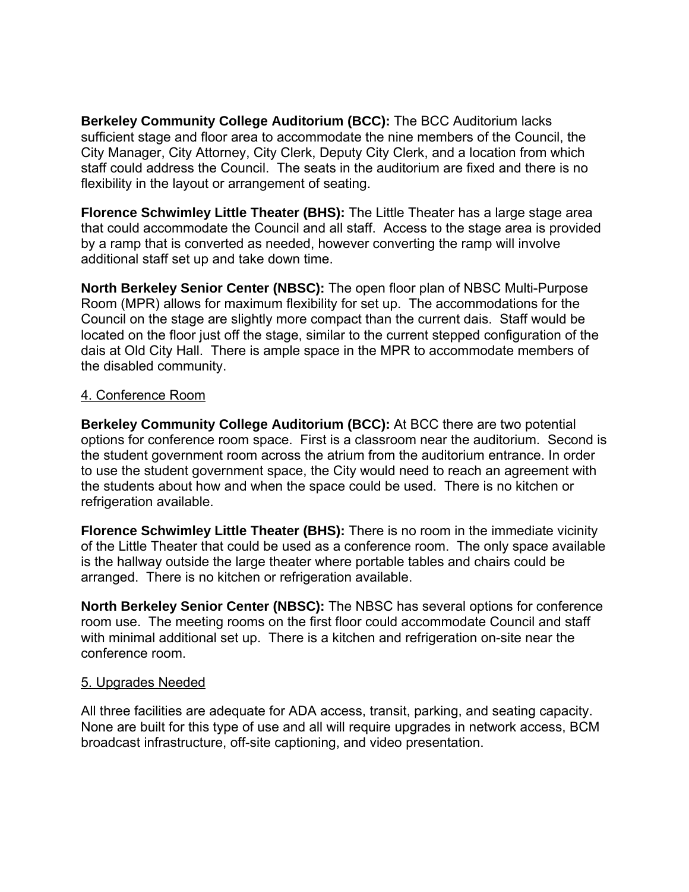**Berkeley Community College Auditorium (BCC):** The BCC Auditorium lacks sufficient stage and floor area to accommodate the nine members of the Council, the City Manager, City Attorney, City Clerk, Deputy City Clerk, and a location from which staff could address the Council. The seats in the auditorium are fixed and there is no flexibility in the layout or arrangement of seating.

**Florence Schwimley Little Theater (BHS):** The Little Theater has a large stage area that could accommodate the Council and all staff. Access to the stage area is provided by a ramp that is converted as needed, however converting the ramp will involve additional staff set up and take down time.

**North Berkeley Senior Center (NBSC):** The open floor plan of NBSC Multi-Purpose Room (MPR) allows for maximum flexibility for set up. The accommodations for the Council on the stage are slightly more compact than the current dais. Staff would be located on the floor just off the stage, similar to the current stepped configuration of the dais at Old City Hall. There is ample space in the MPR to accommodate members of the disabled community.

<u>4. Conference Room</u>

**Berkeley Community College Auditorium (BCC):** At BCC there are two potential options for conference room space. First is a classroom near the auditorium. Second is the student government room across the atrium from the auditorium entrance. In order to use the student government space, the City would need to reach an agreement with the students about how and when the space could be used. There is no kitchen or refrigeration available.

**Florence Schwimley Little Theater (BHS):** There is no room in the immediate vicinity of the Little Theater that could be used as a conference room. The only space available is the hallway outside the large theater where portable tables and chairs could be arranged. There is no kitchen or refrigeration available.

**North Berkeley Senior Center (NBSC):** The NBSC has several options for conference room use. The meeting rooms on the first floor could accommodate Council and staff with minimal additional set up. There is a kitchen and refrigeration on-site near the conference room.

<u>5. Upgrades Needed</u>

All three facilities are adequate for ADA access, transit, parking, and seating capacity. None are built for this type of use and all will require upgrades in network access, BCM broadcast infrastructure, off-site captioning, and video presentation.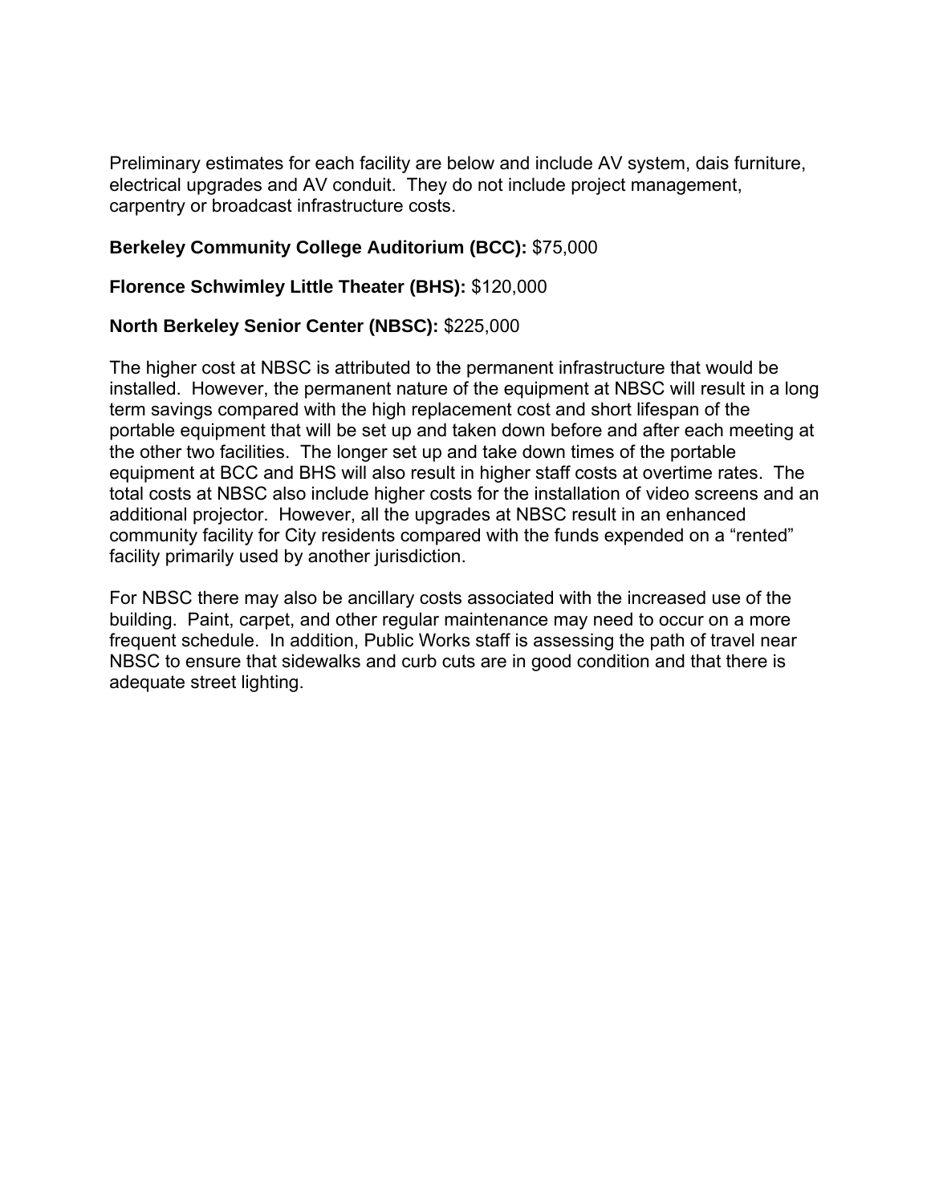Preliminary estimates for each facility are below and include AV system, dais furniture, electrical upgrades and AV conduit. They do not include project management, carpentry or broadcast infrastructure costs.

**Berkeley Community College Auditorium (BCC):** $75,000

**Florence Schwimley Little Theater (BHS):** $120,000

**North Berkeley Senior Center (NBSC):** $225,000

The higher cost at NBSC is attributed to the permanent infrastructure that would be installed. However, the permanent nature of the equipment at NBSC will result in a long term savings compared with the high replacement cost and short lifespan of the portable equipment that will be set up and taken down before and after each meeting at the other two facilities. The longer set up and take down times of the portable equipment at BCC and BHS will also result in higher staff costs at overtime rates. The total costs at NBSC also include higher costs for the installation of video screens and an additional projector. However, all the upgrades at NBSC result in an enhanced community facility for City residents compared with the funds expended on a "rented" facility primarily used by another jurisdiction.

For NBSC there may also be ancillary costs associated with the increased use of the building. Paint, carpet, and other regular maintenance may need to occur on a more frequent schedule. In addition, Public Works staff is assessing the path of travel near NBSC to ensure that sidewalks and curb cuts are in good condition and that there is adequate street lighting.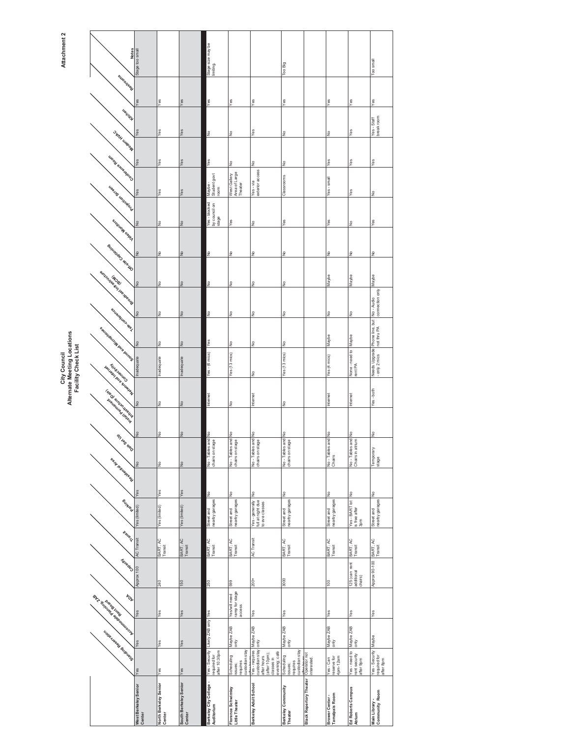Attachment 2

# City Council
## Alternate Meeting Locations
### Facility Check List

| | Standing Reservation | Accommodate Planning, ZAB Rent Board | ADA | Capacity | Transit | Parking | Residential Area | Dais Set Up | Install Permanent Infrastructure (Pole) | Network and Internet Connectivity | Sound and Microphones | Tele-conference | Broadcast Infrastructure (BCM) | Off-site Captioning | Video Monitors | Projection Screen | Conference Room | Modern HVAC | Kitchen | Restrooms | Notes |
|---|---|---|---|---|---|---|---|---|---|---|---|---|---|---|---|---|---|---|---|---|---|
| **West Berkeley Senior Center** | Yes | Yes | Yes | Approx 100 | AC Transit | Yes (limited) | Yes | No | No | No | Inadequate | No | No | No | No | No | Yes | Yes | Yes | Yes | Stage too small |
| **North Berkeley Senior Center** | Yes | Yes | Yes | 240 | BART, AC Transit | Yes (limited) | Yes | No | No | No | Inadequate | No | No | No | No | No | Yes | Yes | Yes | Yes | |
| **South Berkeley Senior Center** | Yes | Yes | Yes | 150 | BART, AC Transit | Yes (limited) | Yes | No | No | No | Inadequate | No | No | No | No | No | Yes | Yes | Yes | Yes | |
| **Berkeley City College - Auditorium** | Yes - Security required for after 10:30pm | Likely ZAB only | Yes | 250 | BART, AC Transit | Street and nearby garages | No | No - Tables and chairs on stage | No | Internet | Yes - (6 mics) | Yes | No | No | No | Yes - blocked by council on stage | Maybe - Student gov't room | Yes | No | Yes | Stage size may be limiting. |
| **Florence Schwimley Little Theater** | Scheduling issues; requires custodian stay | Maybe ZAB only | Yes/will need ramp for stage access | 599 | BART, AC Transit | Street and nearby garages | No | No - Tables and chairs on stage | No | No | Yes (13 mics) | No | No | No | No | Yes | West Gallery Area of Large Theater | No | No | Yes | |
| **Berkeley Adult School** | Yes - requires custodian stay after hours (after 10pm); classes in evening, café | Maybe ZAB only | Yes | 200+ | AC Transit | Yes - generally full at night due to eve classes | No | No - Tables and chairs on stage | No | Internet | No | No | No | No | No | No | Yes - via exterior access | No | Yes | Yes | |
| **Berkeley Community Theater** | Scheduling issues; requires custodian stay after hours | Maybe ZAB only | Yes | 3000 | BART, AC Transit | Street and nearby garages | No | No - Tables and chairs on stage | No | No | Yes (13 mics) | No | No | No | No | Yes | Classrooms | No | No | Yes | Too Big |
| **Black Repertory Theater** | Operator not interested. | | | | | | | | | | | | | | | | | | | | |
| **Brower Center - Tamalpais Room** | Yes - Can reserve for 4pm-12am | Maybe ZAB only | Yes | 100 | BART, AC Transit | Street and nearby garages | No | No - Tables and Chairs | No | Internet | Yes (4 mics) | Maybe | No | Maybe | No | Yes | Yes - small | Yes | No | Yes | |
| **Ed Roberts Campus Atrium** | Yes - need to rent security after 9pm | Maybe ZAB only | Yes | 125 (can rent additional chairs) | BART, AC Transit | Yes - BART lot is free after 3pm | No | No - Tables and Chairs in atrium | No | Internet | None - need to rent PA | Maybe | No | Maybe | No | No | Yes | Yes | Yes | Yes | |
| **Main Library - Community Room** | Yes - Security required after 8pm | Maybe | Yes | Approx 90-100 | BART, AC Transit | Street and nearby garages | No | Temporary stage | No | Yes - both | Needs Upgrade - only 2 mics | Phone line, but not thru PA | No - Audio connection only | Maybe | No | Yes | No | Yes | Yes - Staff break room | Yes | Too small |